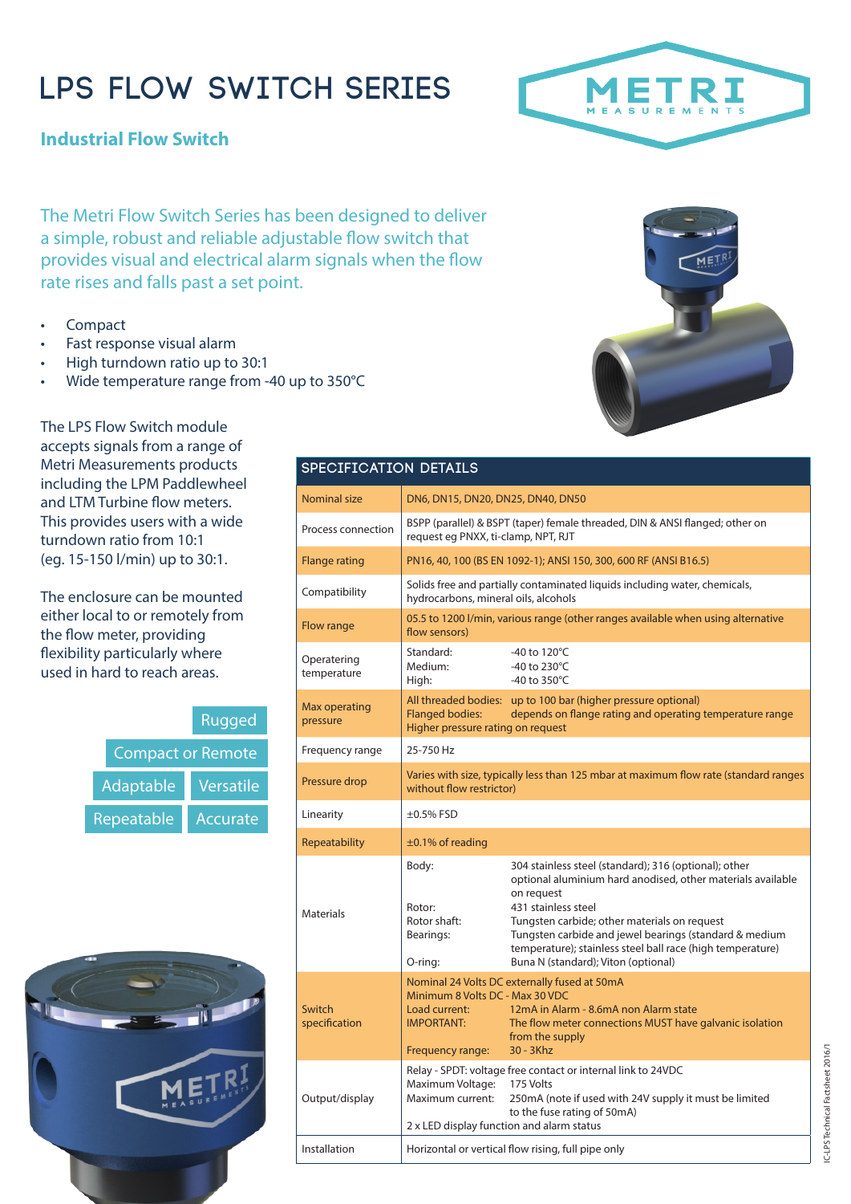# LPS FLOW SWITCH SERIES

## Industrial Flow Switch

The Metri Flow Switch Series has been designed to deliver a simple, robust and reliable adjustable flow switch that provides visual and electrical alarm signals when the flow rate rises and falls past a set point.

- Compact
- Fast response visual alarm
- High turndown ratio up to 30:1
- Wide temperature range from -40 up to 350°C

The LPS Flow Switch module accepts signals from a range of Metri Measurements products including the LPM Paddlewheel and LTM Turbine flow meters. This provides users with a wide turndown ratio from 10:1 (eg. 15-150 l/min) up to 30:1.

The enclosure can be mounted either local to or remotely from the flow meter, providing flexibility particularly where used in hard to reach areas.

Rugged | Compact or Remote | Adaptable | Versatile | Repeatable | Accurate

## SPECIFICATION DETAILS

| | |
|---|---|
| Nominal size | DN6, DN15, DN20, DN25, DN40, DN50 |
| Process connection | BSPP (parallel) & BSPT (taper) female threaded, DIN & ANSI flanged; other on request eg PNXX, ti-clamp, NPT, RJT |
| Flange rating | PN16, 40, 100 (BS EN 1092-1); ANSI 150, 300, 600 RF (ANSI B16.5) |
| Compatibility | Solids free and partially contaminated liquids including water, chemicals, hydrocarbons, mineral oils, alcohols |
| Flow range | 05.5 to 1200 l/min, various range (other ranges available when using alternative flow sensors) |
| Operatering temperature | Standard: -40 to 120°C<br>Medium: -40 to 230°C<br>High: -40 to 350°C |
| Max operating pressure | All threaded bodies: up to 100 bar (higher pressure optional)<br>Flanged bodies: depends on flange rating and operating temperature range<br>Higher pressure rating on request |
| Frequency range | 25-750 Hz |
| Pressure drop | Varies with size, typically less than 125 mbar at maximum flow rate (standard ranges without flow restrictor) |
| Linearity | ±0.5% FSD |
| Repeatability | ±0.1% of reading |
| Materials | Body: 304 stainless steel (standard); 316 (optional); other optional aluminium hard anodised, other materials available on request<br>Rotor: 431 stainless steel<br>Rotor shaft: Tungsten carbide; other materials on request<br>Bearings: Tungsten carbide and jewel bearings (standard & medium temperature); stainless steel ball race (high temperature)<br>O-ring: Buna N (standard); Viton (optional) |
| Switch specification | Nominal 24 Volts DC externally fused at 50mA<br>Minimum 8 Volts DC - Max 30 VDC<br>Load current: 12mA in Alarm - 8.6mA non Alarm state<br>IMPORTANT: The flow meter connections MUST have galvanic isolation from the supply<br>Frequency range: 30 - 3Khz |
| Output/display | Relay - SPDT: voltage free contact or internal link to 24VDC<br>Maximum Voltage: 175 Volts<br>Maximum current: 250mA (note if used with 24V supply it must be limited to the fuse rating of 50mA)<br>2 x LED display function and alarm status |
| Installation | Horizontal or vertical flow rising, full pipe only |

IC-LPS Technical Factsheet 2016/1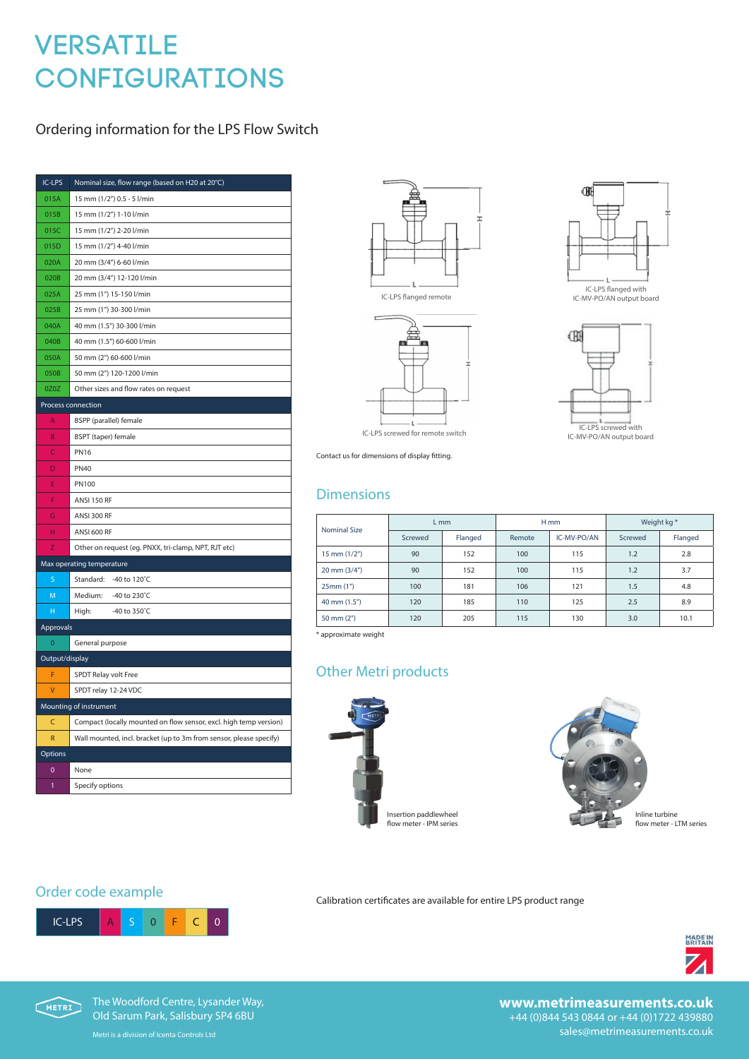# VERSATILE CONFIGURATIONS

## Ordering information for the LPS Flow Switch

| IC-LPS | Nominal size, flow range (based on H20 at 20°C) |
|---|---|
| 015A | 15 mm (1/2") 0.5 - 5 l/min |
| 015B | 15 mm (1/2") 1-10 l/min |
| 015C | 15 mm (1/2") 2-20 l/min |
| 015D | 15 mm (1/2") 4-40 l/min |
| 020A | 20 mm (3/4") 6-60 l/min |
| 020B | 20 mm (3/4") 12-120 l/min |
| 025A | 25 mm (1") 15-150 l/min |
| 025B | 25 mm (1") 30-300 l/min |
| 040A | 40 mm (1.5") 30-300 l/min |
| 040B | 40 mm (1.5") 60-600 l/min |
| 050A | 50 mm (2") 60-600 l/min |
| 050B | 50 mm (2") 120-1200 l/min |
| 0Z0Z | Other sizes and flow rates on request |
| **Process connection** | |
| A | BSPP (parallel) female |
| B | BSPT (taper) female |
| C | PN16 |
| D | PN40 |
| E | PN100 |
| F | ANSI 150 RF |
| G | ANSI 300 RF |
| H | ANSI 600 RF |
| Z | Other on request (eg. PNXX, tri-clamp, NPT, RJT etc) |
| **Max operating temperature** | |
| S | Standard: -40 to 120˚C |
| M | Medium: -40 to 230˚C |
| H | High: -40 to 350˚C |
| **Approvals** | |
| 0 | General purpose |
| **Output/display** | |
| F | SPDT Relay volt Free |
| V | SPDT relay 12-24 VDC |
| **Mounting of instrument** | |
| C | Compact (locally mounted on flow sensor, excl. high temp version) |
| R | Wall mounted, incl. bracket (up to 3m from sensor, please specify) |
| **Options** | |
| 0 | None |
| 1 | Specify options |

IC-LPS flanged remote

IC-LPS flanged with IC-MV-PO/AN output board

IC-LPS screwed for remote switch

IC-LPS screwed with IC-MV-PO/AN output board

Contact us for dimensions of display fitting.

## Dimensions

| Nominal Size | L mm | | H mm | | Weight kg * | |
|---|---|---|---|---|---|---|
| | Screwed | Flanged | Remote | IC-MV-PO/AN | Screwed | Flanged |
| 15 mm (1/2") | 90 | 152 | 100 | 115 | 1.2 | 2.8 |
| 20 mm (3/4") | 90 | 152 | 100 | 115 | 1.2 | 3.7 |
| 25mm (1") | 100 | 181 | 106 | 121 | 1.5 | 4.8 |
| 40 mm (1.5") | 120 | 185 | 110 | 125 | 2.5 | 8.9 |
| 50 mm (2") | 120 | 205 | 115 | 130 | 3.0 | 10.1 |

* approximate weight

## Other Metri products

Insertion paddlewheel flow meter - IPM series

Inline turbine flow meter - LTM series

## Order code example

| IC-LPS | A | S | 0 | F | C | 0 |
|---|---|---|---|---|---|---|

Calibration certificates are available for entire LPS product range

MADE IN BRITAIN

The Woodford Centre, Lysander Way,
Old Sarum Park, Salisbury SP4 6BU

Metri is a division of Icenta Controls Ltd

**www.metrimeasurements.co.uk**
+44 (0)844 543 0844 or +44 (0)1722 439880
sales@metrimeasurements.co.uk